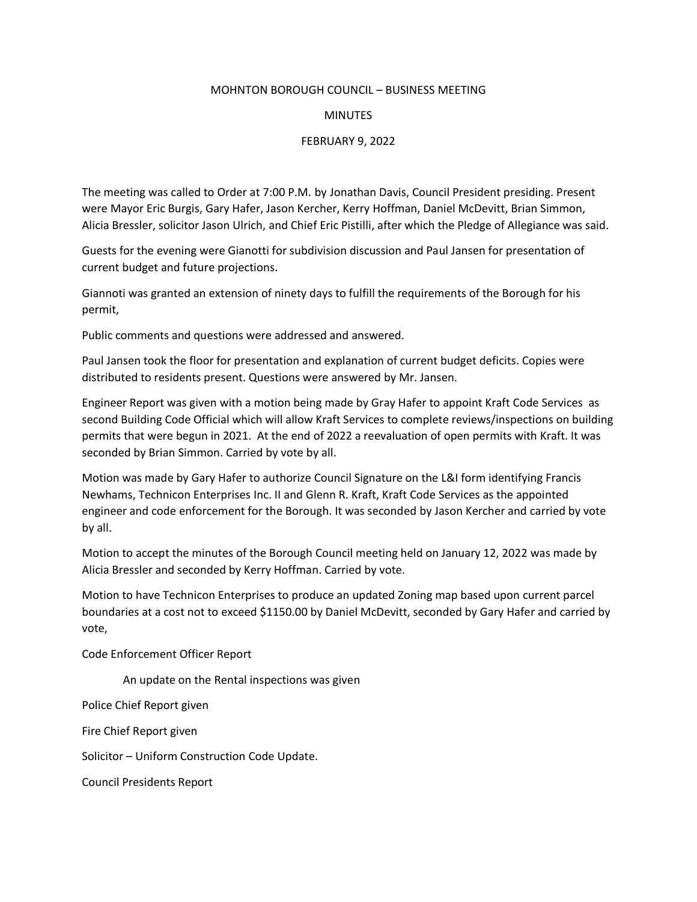MOHNTON BOROUGH COUNCIL – BUSINESS MEETING

MINUTES

FEBRUARY 9, 2022

The meeting was called to Order at 7:00 P.M. by Jonathan Davis, Council President presiding. Present were Mayor Eric Burgis, Gary Hafer, Jason Kercher, Kerry Hoffman, Daniel McDevitt, Brian Simmon, Alicia Bressler, solicitor Jason Ulrich, and Chief Eric Pistilli, after which the Pledge of Allegiance was said.

Guests for the evening were Gianotti for subdivision discussion and Paul Jansen for presentation of current budget and future projections.

Giannoti was granted an extension of ninety days to fulfill the requirements of the Borough for his permit,

Public comments and questions were addressed and answered.

Paul Jansen took the floor for presentation and explanation of current budget deficits. Copies were distributed to residents present. Questions were answered by Mr. Jansen.

Engineer Report was given with a motion being made by Gray Hafer to appoint Kraft Code Services as second Building Code Official which will allow Kraft Services to complete reviews/inspections on building permits that were begun in 2021. At the end of 2022 a reevaluation of open permits with Kraft. It was seconded by Brian Simmon. Carried by vote by all.

Motion was made by Gary Hafer to authorize Council Signature on the L&I form identifying Francis Newhams, Technicon Enterprises Inc. II and Glenn R. Kraft, Kraft Code Services as the appointed engineer and code enforcement for the Borough. It was seconded by Jason Kercher and carried by vote by all.

Motion to accept the minutes of the Borough Council meeting held on January 12, 2022 was made by Alicia Bressler and seconded by Kerry Hoffman. Carried by vote.

Motion to have Technicon Enterprises to produce an updated Zoning map based upon current parcel boundaries at a cost not to exceed $1150.00 by Daniel McDevitt, seconded by Gary Hafer and carried by vote,

Code Enforcement Officer Report

An update on the Rental inspections was given

Police Chief Report given

Fire Chief Report given

Solicitor – Uniform Construction Code Update.

Council Presidents Report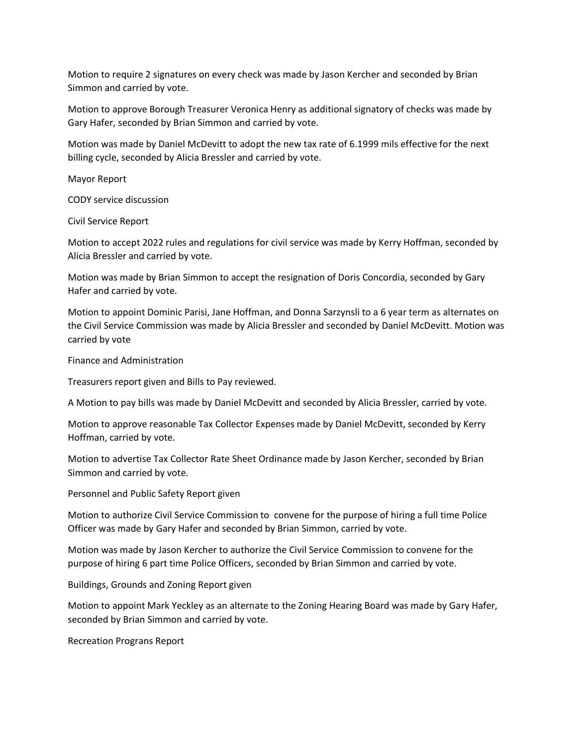Motion to require 2 signatures on every check was made by Jason Kercher and seconded by Brian Simmon and carried by vote.

Motion to approve Borough Treasurer Veronica Henry as additional signatory of checks was made by Gary Hafer, seconded by Brian Simmon and carried by vote.

Motion was made by Daniel McDevitt to adopt the new tax rate of 6.1999 mils effective for the next billing cycle, seconded by Alicia Bressler and carried by vote.

Mayor Report

CODY service discussion

Civil Service Report

Motion to accept 2022 rules and regulations for civil service was made by Kerry Hoffman, seconded by Alicia Bressler and carried by vote.

Motion was made by Brian Simmon to accept the resignation of Doris Concordia, seconded by Gary Hafer and carried by vote.

Motion to appoint Dominic Parisi, Jane Hoffman, and Donna Sarzynsli to a 6 year term as alternates on the Civil Service Commission was made by Alicia Bressler and seconded by Daniel McDevitt. Motion was carried by vote

Finance and Administration

Treasurers report given and Bills to Pay reviewed.

A Motion to pay bills was made by Daniel McDevitt and seconded by Alicia Bressler, carried by vote.

Motion to approve reasonable Tax Collector Expenses made by Daniel McDevitt, seconded by Kerry Hoffman, carried by vote.

Motion to advertise Tax Collector Rate Sheet Ordinance made by Jason Kercher, seconded by Brian Simmon and carried by vote.

Personnel and Public Safety Report given

Motion to authorize Civil Service Commission to convene for the purpose of hiring a full time Police Officer was made by Gary Hafer and seconded by Brian Simmon, carried by vote.

Motion was made by Jason Kercher to authorize the Civil Service Commission to convene for the purpose of hiring 6 part time Police Officers, seconded by Brian Simmon and carried by vote.

Buildings, Grounds and Zoning Report given

Motion to appoint Mark Yeckley as an alternate to the Zoning Hearing Board was made by Gary Hafer, seconded by Brian Simmon and carried by vote.

Recreation Prograns Report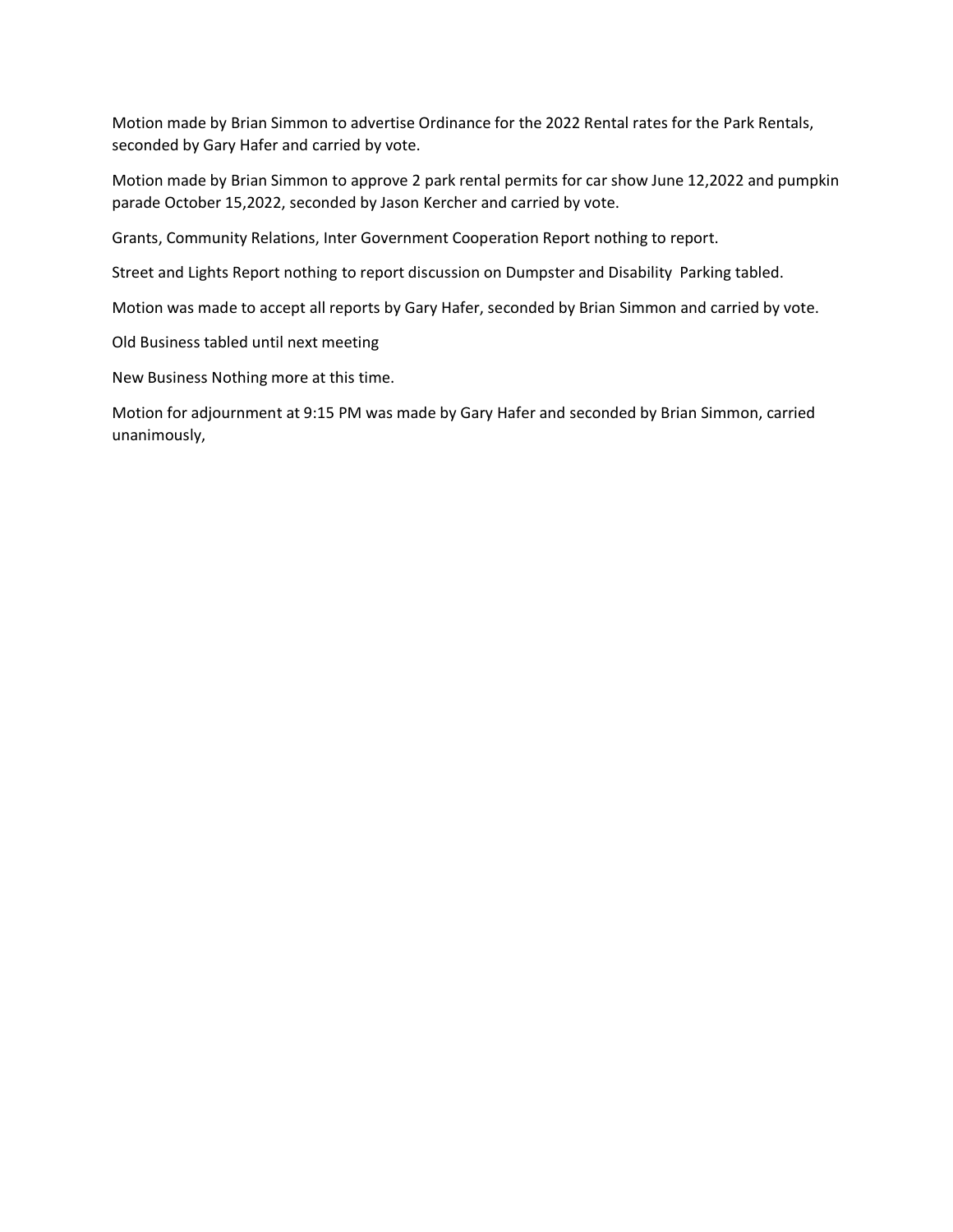Motion made by Brian Simmon to advertise Ordinance for the 2022 Rental rates for the Park Rentals, seconded by Gary Hafer and carried by vote.

Motion made by Brian Simmon to approve 2 park rental permits for car show June 12,2022 and pumpkin parade October 15,2022, seconded by Jason Kercher and carried by vote.

Grants, Community Relations, Inter Government Cooperation Report nothing to report.

Street and Lights Report nothing to report discussion on Dumpster and Disability Parking tabled.

Motion was made to accept all reports by Gary Hafer, seconded by Brian Simmon and carried by vote.

Old Business tabled until next meeting

New Business Nothing more at this time.

Motion for adjournment at 9:15 PM was made by Gary Hafer and seconded by Brian Simmon, carried unanimously,